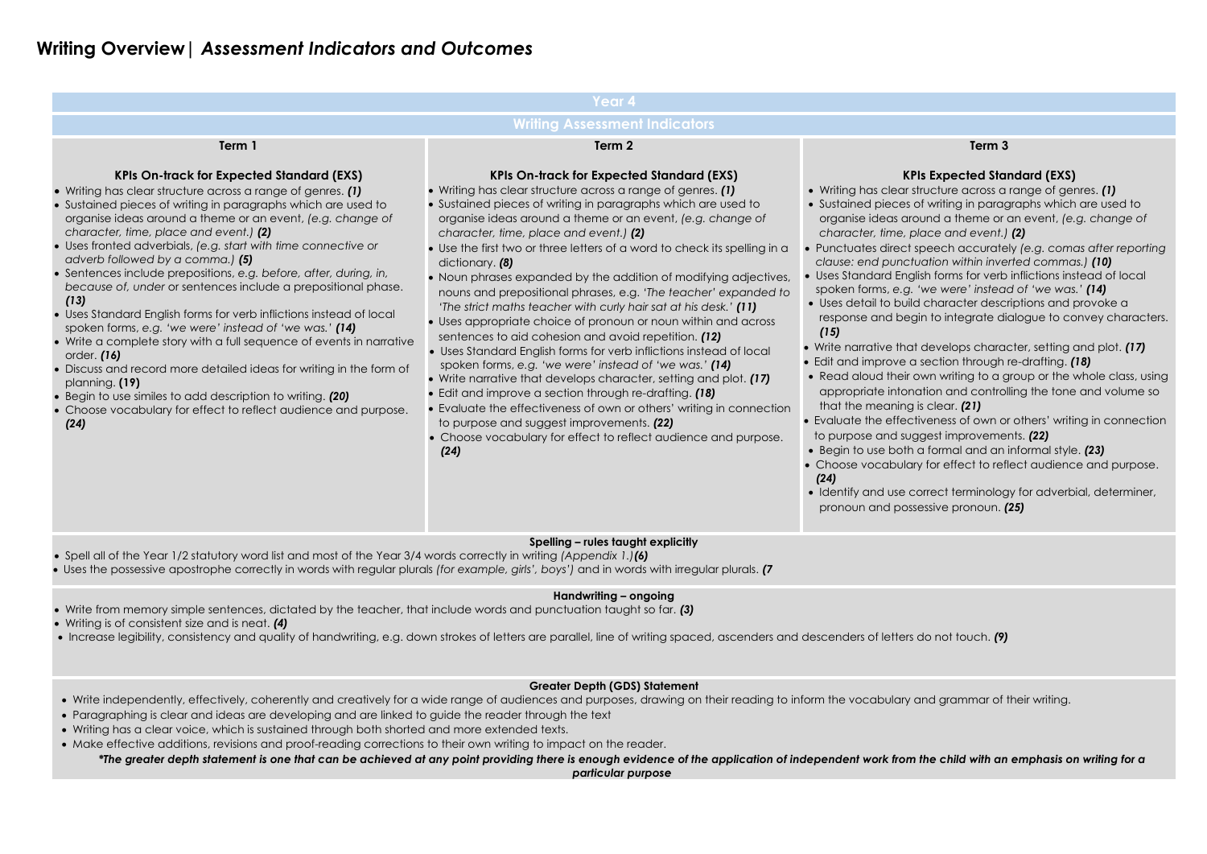# Writing Overview| *Assessment Indicators and Outcomes*

## Year 4

### Writing Assessment Indicators

| Term 1 | Term 2 | Term 3 |
|---|---|---|
| **KPIs On-track for Expected Standard (EXS)**<br>• Writing has clear structure across a range of genres. ***(1)***<br>• Sustained pieces of writing in paragraphs which are used to organise ideas around a theme or an event, *(e.g. change of character, time, place and event.)* ***(2)***<br>• Uses fronted adverbials, *(e.g. start with time connective or adverb followed by a comma.)* ***(5)***<br>• Sentences include prepositions, *e.g. before, after, during, in, because of, under* or sentences include a prepositional phase. ***(13)***<br>• Uses Standard English forms for verb inflictions instead of local spoken forms, *e.g. 'we were' instead of 'we was.'* ***(14)***<br>• Write a complete story with a full sequence of events in narrative order. ***(16)***<br>• Discuss and record more detailed ideas for writing in the form of planning. **(19)**<br>• Begin to use similes to add description to writing. ***(20)***<br>• Choose vocabulary for effect to reflect audience and purpose. ***(24)*** | **KPIs On-track for Expected Standard (EXS)**<br>• Writing has clear structure across a range of genres. ***(1)***<br>• Sustained pieces of writing in paragraphs which are used to organise ideas around a theme or an event, *(e.g. change of character, time, place and event.)* ***(2)***<br>• Use the first two or three letters of a word to check its spelling in a dictionary. ***(8)***<br>• Noun phrases expanded by the addition of modifying adjectives, nouns and prepositional phrases, e.g. *'The teacher' expanded to 'The strict maths teacher with curly hair sat at his desk.'* ***(11)***<br>• Uses appropriate choice of pronoun or noun within and across sentences to aid cohesion and avoid repetition. ***(12)***<br>• Uses Standard English forms for verb inflictions instead of local spoken forms, *e.g. 'we were' instead of 'we was.'* ***(14)***<br>• Write narrative that develops character, setting and plot. ***(17)***<br>• Edit and improve a section through re-drafting. ***(18)***<br>• Evaluate the effectiveness of own or others' writing in connection to purpose and suggest improvements. ***(22)***<br>• Choose vocabulary for effect to reflect audience and purpose. ***(24)*** | **KPIs Expected Standard (EXS)**<br>• Writing has clear structure across a range of genres. ***(1)***<br>• Sustained pieces of writing in paragraphs which are used to organise ideas around a theme or an event, *(e.g. change of character, time, place and event.)* ***(2)***<br>• Punctuates direct speech accurately *(e.g. comas after reporting clause: end punctuation within inverted commas.)* ***(10)***<br>• Uses Standard English forms for verb inflictions instead of local spoken forms, *e.g. 'we were' instead of 'we was.'* ***(14)***<br>• Uses detail to build character descriptions and provoke a response and begin to integrate dialogue to convey characters. ***(15)***<br>• Write narrative that develops character, setting and plot. ***(17)***<br>• Edit and improve a section through re-drafting. ***(18)***<br>• Read aloud their own writing to a group or the whole class, using appropriate intonation and controlling the tone and volume so that the meaning is clear. ***(21)***<br>• Evaluate the effectiveness of own or others' writing in connection to purpose and suggest improvements. ***(22)***<br>• Begin to use both a formal and an informal style. ***(23)***<br>• Choose vocabulary for effect to reflect audience and purpose. ***(24)***<br>• Identify and use correct terminology for adverbial, determiner, pronoun and possessive pronoun. ***(25)*** |

**Spelling – rules taught explicitly**

- Spell all of the Year 1/2 statutory word list and most of the Year 3/4 words correctly in writing *(Appendix 1.)****(6)***
- Uses the possessive apostrophe correctly in words with regular plurals *(for example, girls', boys')* and in words with irregular plurals. ***(7***

**Handwriting – ongoing**

- Write from memory simple sentences, dictated by the teacher, that include words and punctuation taught so far. ***(3)***
- Writing is of consistent size and is neat. ***(4)***
- Increase legibility, consistency and quality of handwriting, e.g. down strokes of letters are parallel, line of writing spaced, ascenders and descenders of letters do not touch. ***(9)***

**Greater Depth (GDS) Statement**

- Write independently, effectively, coherently and creatively for a wide range of audiences and purposes, drawing on their reading to inform the vocabulary and grammar of their writing.
- Paragraphing is clear and ideas are developing and are linked to guide the reader through the text
- Writing has a clear voice, which is sustained through both shorted and more extended texts.
- Make effective additions, revisions and proof-reading corrections to their own writing to impact on the reader.

***The greater depth statement is one that can be achieved at any point providing there is enough evidence of the application of independent work from the child with an emphasis on writing for a particular purpose***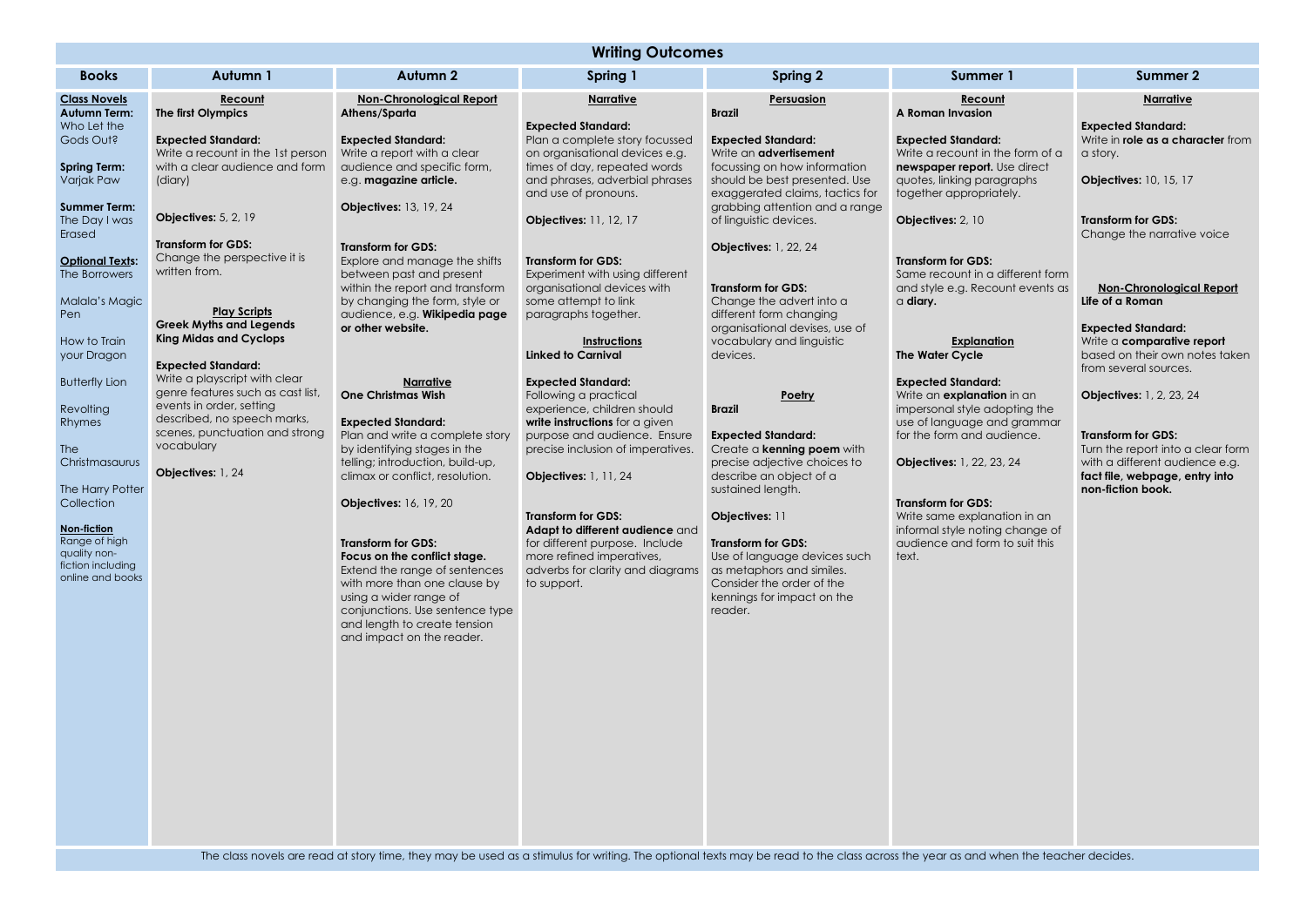# Writing Outcomes

| Books | Autumn 1 | Autumn 2 | Spring 1 | Spring 2 | Summer 1 | Summer 2 |
|---|---|---|---|---|---|---|
| **Class Novels**<br>**Autumn Term:** Who Let the Gods Out?<br><br>**Spring Term:** Varjak Paw<br><br>**Summer Term:** The Day I was Erased<br><br>**Optional Texts:**<br>The Borrowers<br><br>Malala's Magic Pen<br><br>How to Train your Dragon<br><br>Butterfly Lion<br><br>Revolting Rhymes<br><br>The Christmasaurus<br><br>The Harry Potter Collection<br><br>**Non-fiction**<br>Range of high quality non-fiction including online and books | **Recount**<br>**The first Olympics**<br><br>**Expected Standard:**<br>Write a recount in the 1st person with a clear audience and form (diary)<br><br>**Objectives:** 5, 2, 19<br><br>**Transform for GDS:**<br>Change the perspective it is written from.<br><br>**Play Scripts**<br>**Greek Myths and Legends King Midas and Cyclops**<br><br>**Expected Standard:**<br>Write a playscript with clear genre features such as cast list, events in order, setting described, no speech marks, scenes, punctuation and strong vocabulary<br><br>**Objectives:** 1, 24 | **Non-Chronological Report**<br>**Athens/Sparta**<br><br>**Expected Standard:**<br>Write a report with a clear audience and specific form, e.g. **magazine article.**<br><br>**Objectives:** 13, 19, 24<br><br>**Transform for GDS:**<br>Explore and manage the shifts between past and present within the report and transform by changing the form, style or audience, e.g. **Wikipedia page or other website.**<br><br>**Narrative**<br>**One Christmas Wish**<br><br>**Expected Standard:**<br>Plan and write a complete story by identifying stages in the telling; introduction, build-up, climax or conflict, resolution.<br><br>**Objectives:** 16, 19, 20<br><br>**Transform for GDS:**<br>**Focus on the conflict stage.**<br>Extend the range of sentences with more than one clause by using a wider range of conjunctions. Use sentence type and length to create tension and impact on the reader. | **Narrative**<br><br>**Expected Standard:**<br>Plan a complete story focussed on organisational devices e.g. times of day, repeated words and phrases, adverbial phrases and use of pronouns.<br><br>**Objectives:** 11, 12, 17<br><br>**Transform for GDS:**<br>Experiment with using different organisational devices with some attempt to link paragraphs together.<br><br>**Instructions**<br>**Linked to Carnival**<br><br>**Expected Standard:**<br>Following a practical experience, children should **write instructions** for a given purpose and audience. Ensure precise inclusion of imperatives.<br><br>**Objectives:** 1, 11, 24<br><br>**Transform for GDS:**<br>**Adapt to different audience** and for different purpose. Include more refined imperatives, adverbs for clarity and diagrams to support. | **Persuasion**<br>**Brazil**<br><br>**Expected Standard:**<br>Write an **advertisement** focussing on how information should be best presented. Use exaggerated claims, tactics for grabbing attention and a range of linguistic devices.<br><br>**Objectives:** 1, 22, 24<br><br>**Transform for GDS:**<br>Change the advert into a different form changing organisational devises, use of vocabulary and linguistic devices.<br><br>**Poetry**<br>**Brazil**<br><br>**Expected Standard:**<br>Create a **kenning poem** with precise adjective choices to describe an object of a sustained length.<br><br>**Objectives:** 11<br><br>**Transform for GDS:**<br>Use of language devices such as metaphors and similes. Consider the order of the kennings for impact on the reader. | **Recount**<br>**A Roman Invasion**<br><br>**Expected Standard:**<br>Write a recount in the form of a **newspaper report.** Use direct quotes, linking paragraphs together appropriately.<br><br>**Objectives:** 2, 10<br><br>**Transform for GDS:**<br>Same recount in a different form and style e.g. Recount events as a **diary.**<br><br>**Explanation**<br>**The Water Cycle**<br><br>**Expected Standard:**<br>Write an **explanation** in an impersonal style adopting the use of language and grammar for the form and audience.<br><br>**Objectives:** 1, 22, 23, 24<br><br>**Transform for GDS:**<br>Write same explanation in an informal style noting change of audience and form to suit this text. | **Narrative**<br><br>**Expected Standard:**<br>Write in **role as a character** from a story.<br><br>**Objectives:** 10, 15, 17<br><br>**Transform for GDS:**<br>Change the narrative voice<br><br>**Non-Chronological Report**<br>**Life of a Roman**<br><br>**Expected Standard:**<br>Write a **comparative report** based on their own notes taken from several sources.<br><br>**Objectives:** 1, 2, 23, 24<br><br>**Transform for GDS:**<br>Turn the report into a clear form with a different audience e.g. **fact file, webpage, entry into non-fiction book.** |

The class novels are read at story time, they may be used as a stimulus for writing. The optional texts may be read to the class across the year as and when the teacher decides.